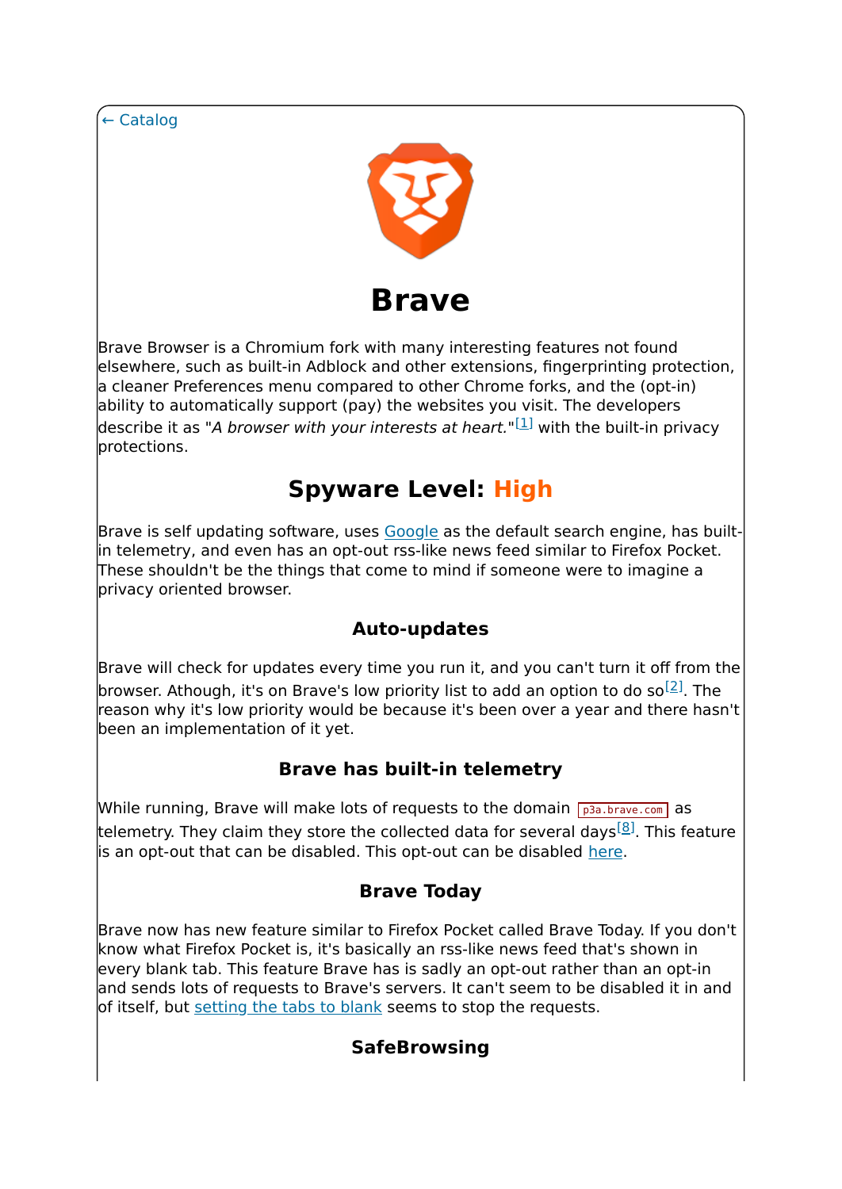← Catalog

# Brave

Brave Browser is a Chromium fork with many interesting features not found elsewhere, such as built-in Adblock and other extensions, fingerprinting protection, a cleaner Preferences menu compared to other Chrome forks, and the (opt-in) ability to automatically support (pay) the websites you visit. The developers describe it as "*A browser with your interests at heart.*"[1] with the built-in privacy protections.

## Spyware Level: High

Brave is self updating software, uses Google as the default search engine, has built-in telemetry, and even has an opt-out rss-like news feed similar to Firefox Pocket. These shouldn't be the things that come to mind if someone were to imagine a privacy oriented browser.

### Auto-updates

Brave will check for updates every time you run it, and you can't turn it off from the browser. Athough, it's on Brave's low priority list to add an option to do so[2]. The reason why it's low priority would be because it's been over a year and there hasn't been an implementation of it yet.

### Brave has built-in telemetry

While running, Brave will make lots of requests to the domain `p3a.brave.com` as telemetry. They claim they store the collected data for several days[8]. This feature is an opt-out that can be disabled. This opt-out can be disabled here.

### Brave Today

Brave now has new feature similar to Firefox Pocket called Brave Today. If you don't know what Firefox Pocket is, it's basically an rss-like news feed that's shown in every blank tab. This feature Brave has is sadly an opt-out rather than an opt-in and sends lots of requests to Brave's servers. It can't seem to be disabled it in and of itself, but setting the tabs to blank seems to stop the requests.

### SafeBrowsing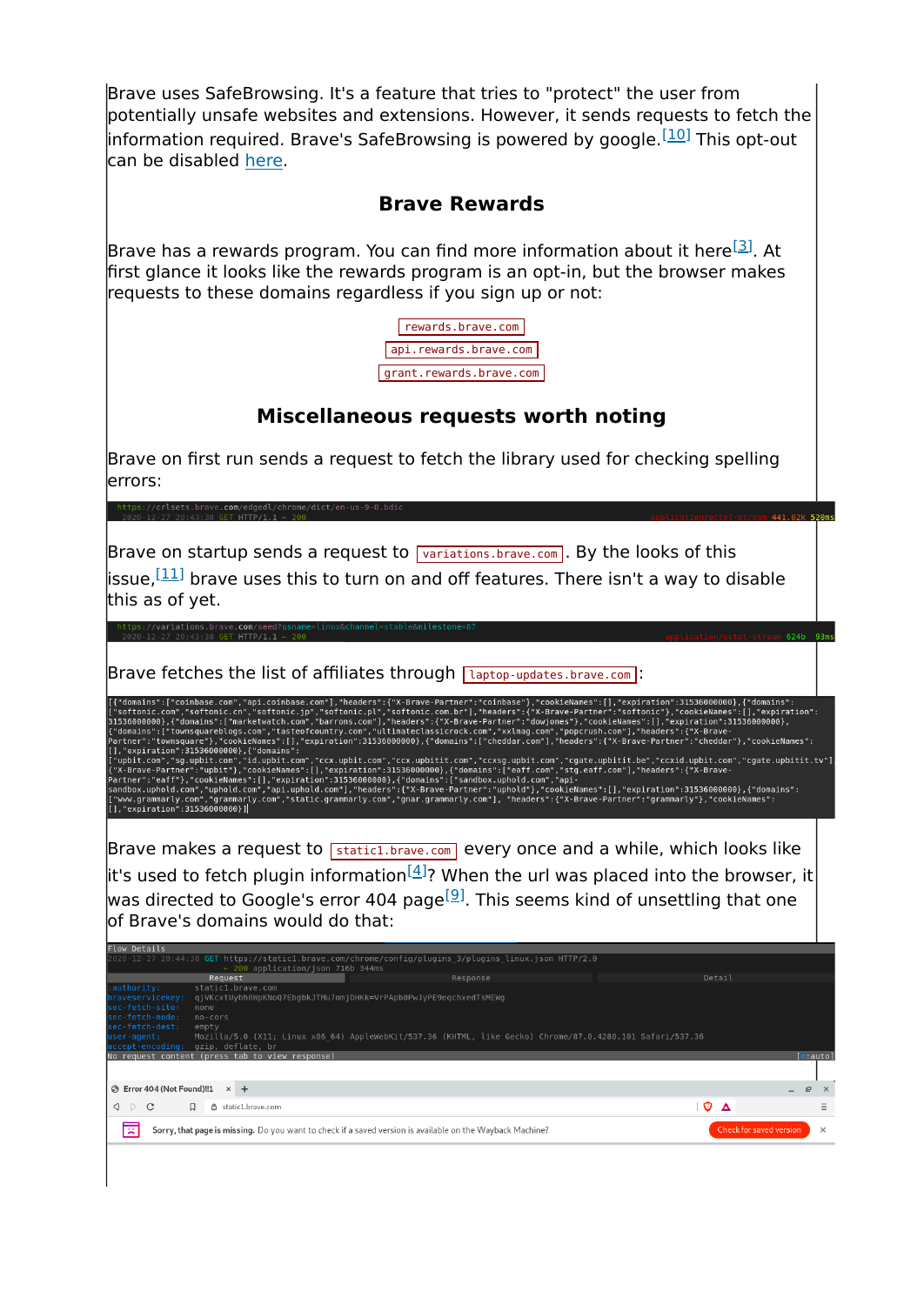Brave uses SafeBrowsing. It's a feature that tries to "protect" the user from potentially unsafe websites and extensions. However, it sends requests to fetch the information required. Brave's SafeBrowsing is powered by google.[10] This opt-out can be disabled here.

## Brave Rewards

Brave has a rewards program. You can find more information about it here[3]. At first glance it looks like the rewards program is an opt-in, but the browser makes requests to these domains regardless if you sign up or not:

`rewards.brave.com`

`api.rewards.brave.com`

`grant.rewards.brave.com`

## Miscellaneous requests worth noting

Brave on first run sends a request to fetch the library used for checking spelling errors:

```
https://crlsets.brave.com/edgedl/chrome/dict/en-us-9-0.bdic
2020-12-27 20:43:38 GET HTTP/1.1 ← 200                application/octet-stream 441.02k 520ms
```

Brave on startup sends a request to `variations.brave.com`. By the looks of this issue,[11] brave uses this to turn on and off features. There isn't a way to disable this as of yet.

```
https://variations.brave.com/seed?osname=linux&channel=stable&milestone=87
2020-12-27 20:43:38 GET HTTP/1.1 ← 200                application/octet-stream 624b 93ms
```

Brave fetches the list of affiliates through `laptop-updates.brave.com`:

```
[{"domains":["coinbase.com","api.coinbase.com"],"headers":{"X-Brave-Partner":"coinbase"},"cookieNames":[],"expiration":31536000000},{"domains":["softonic.com","softonic.cn","softonic.jp","softonic.pl","softonic.com.br"],"headers":{"X-Brave-Partner":"softonic"},"cookieNames":[],"expiration":31536000000},{"domains":["marketwatch.com","barrons.com"],"headers":{"X-Brave-Partner":"dowjones"},"cookieNames":[],"expiration":31536000000},{"domains":["townsquareblogs.com","tasteofcountry.com","ultimateclassicrock.com","xxlmag.com","popcrush.com"],"headers":{"X-Brave-Partner":"townsquare"},"cookieNames":[],"expiration":31536000000},{"domains":["cheddar.com"],"headers":{"X-Brave-Partner":"cheddar"},"cookieNames":[],"expiration":31536000000},{"domains":["upbit.com","sg.upbit.com","id.upbit.com","ccx.upbit.com","ccx.upbitit.com","ccxsg.upbit.com","cgate.upbitit.be","ccxid.upbit.com","cgate.upbitit.tv"],{"X-Brave-Partner":"upbit"},"cookieNames":[],"expiration":31536000000},{"domains":["eaff.com","stg.eaff.com"],"headers":{"X-Brave-Partner":"eaff"},"cookieNames":[],"expiration":31536000000},{"domains":["sandbox.uphold.com","api-sandbox.uphold.com","uphold.com","api.uphold.com"],"headers":{"X-Brave-Partner":"uphold"},"cookieNames":[],"expiration":31536000000},{"domains":["www.grammarly.com","grammarly.com","static.grammarly.com","gnar.grammarly.com"], "headers":{"X-Brave-Partner":"grammarly"},"cookieNames":[],"expiration":31536000000}]
```

Brave makes a request to `static1.brave.com` every once and a while, which looks like it's used to fetch plugin information[4]? When the url was placed into the browser, it was directed to Google's error 404 page[9]. This seems kind of unsettling that one of Brave's domains would do that:

```
Flow Details
2020-12-27 20:44:38 GET https://static1.brave.com/chrome/config/plugins_3/plugins_linux.json HTTP/2.0
    ← 200 application/json 716b 344ms
            Request                     Response                     Detail
:authority:        static1.brave.com
braveservicekey:   qjVKcxtUybh8WpKNoQ7EbgbkJTMu7omjDHKk=VrPApb8PwJyPE9eqchxedTsMEWg
sec-fetch-site:    none
sec-fetch-mode:    no-cors
sec-fetch-dest:    empty
user-agent:        Mozilla/5.0 (X11; Linux x86_64) AppleWebKit/537.36 (KHTML, like Gecko) Chrome/87.0.4280.101 Safari/537.36
accept-encoding:   gzip, deflate, br
No request content (press tab to view response)                                                        [*:auto]
```

```
Error 404 (Not Found)!!1
static1.brave.com
Sorry, that page is missing. Do you want to check if a saved version is available on the Wayback Machine?   Check for saved version
```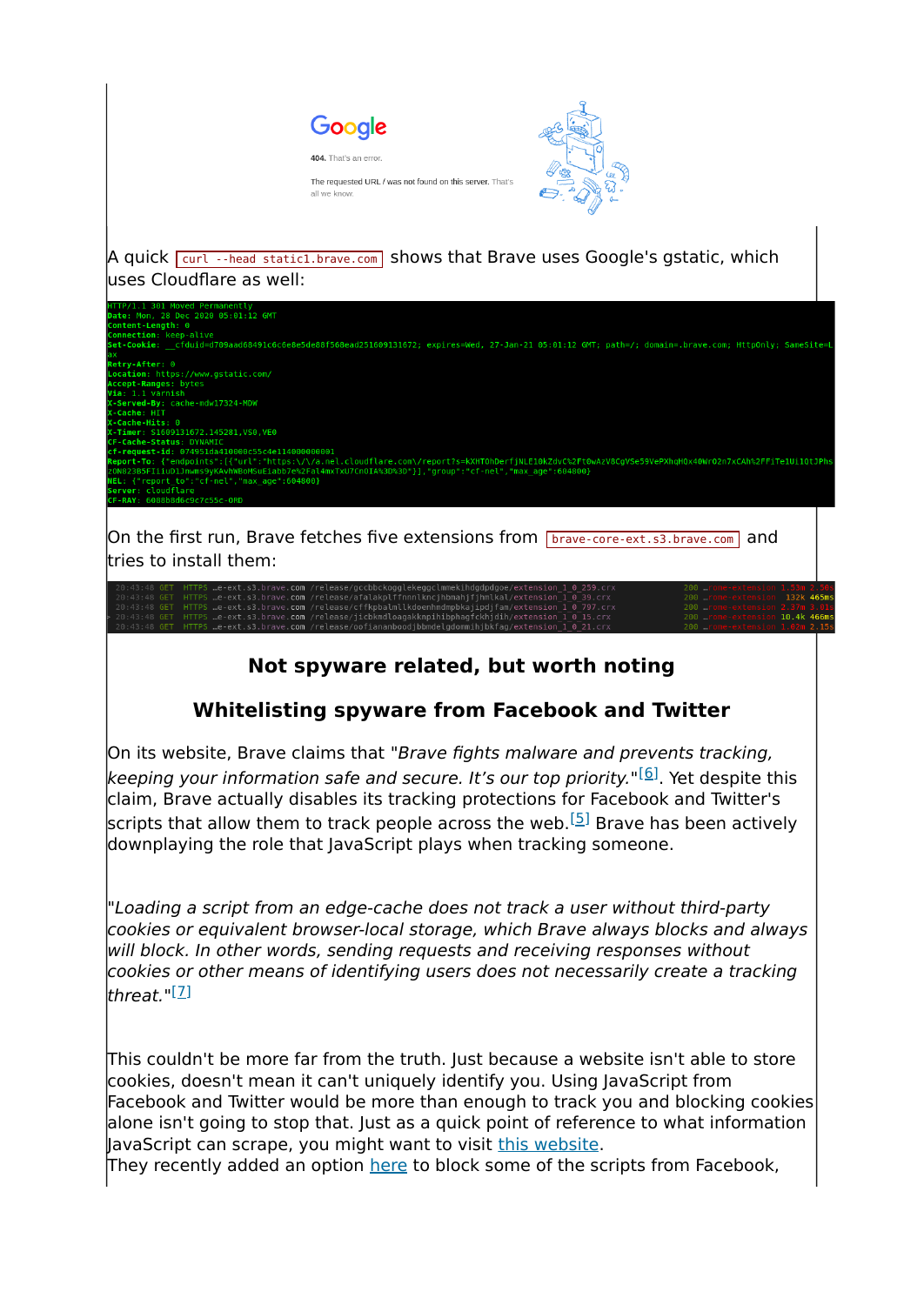Google

**404.** That's an error.

The requested URL / was not found on this server. That's all we know.

A quick `curl --head static1.brave.com` shows that Brave uses Google's gstatic, which uses Cloudflare as well:

```
HTTP/1.1 301 Moved Permanently
Date: Mon, 28 Dec 2020 05:01:12 GMT
Content-Length: 0
Connection: keep-alive
Set-Cookie: __cfduid=d709aad60491c6c6e8e5de88f560ead251609131672; expires=Wed, 27-Jan-21 05:01:12 GMT; path=/; domain=.brave.com; HttpOnly; SameSite=Lax
Retry-After: 0
Location: https://www.gstatic.com/
Accept-Ranges: bytes
Via: 1.1 varnish
X-Served-By: cache-mdw17324-MDW
X-Cache: HIT
X-Cache-Hits: 0
X-Timer: S1609131672.145281,VS0,VE0
CF-Cache-Status: DYNAMIC
cf-request-id: 074951da410000c55c4e114000000001
Report-To: {"endpoints":[{"url":"https:\/\/a.nel.cloudflare.com\/report?s=kXHTOhDerfjNLE10kZdvC%2Ft0wAzV8CgVSe59VePXhqH0x40Wr02n7xCAh%2FFiTe1Ui1OtJPhs20N823B5FI1iUD1Jmwms9yKAvhWBoMSuE1abb7e%2Fal4mxTxU7CnOIA%3D%3D"}],"group":"cf-nel","max_age":604800}
NEL: {"report_to":"cf-nel","max_age":604800}
Server: cloudflare
CF-RAY: 6088b8d6c9c7c55c-ORD
```

On the first run, Brave fetches five extensions from `brave-core-ext.s3.brave.com` and tries to install them:

```
20:43:48 GET HTTPS …e-ext.s3.brave.com /release/gccbbckogglekeggclmmekihdgdpdgoe/extension_1_0_259.crx   200 …rome-extension 1.53m 2.56s
20:43:48 GET HTTPS …e-ext.s3.brave.com /release/afalakplffnnnlkncjhbmahjfjhmlkal/extension_1_0_39.crx    200 …rome-extension  132k 465ms
20:43:48 GET HTTPS …e-ext.s3.brave.com /release/cffkpbalmllkdoenhmdmpbkajipdjfam/extension_1_0_797.crx   200 …rome-extension 2.37m 3.01s
20:43:48 GET HTTPS …e-ext.s3.brave.com /release/jicbkmdloagakknpihibphagfckhjdih/extension_1_0_15.crx    200 …rome-extension 10.4k 466ms
20:43:48 GET HTTPS …e-ext.s3.brave.com /release/oofiananboodjbbmdelgdommihjbkfag/extension_1_0_21.crx    200 …rome-extension 1.02m 2.15s
```

## Not spyware related, but worth noting

## Whitelisting spyware from Facebook and Twitter

On its website, Brave claims that "*Brave fights malware and prevents tracking, keeping your information safe and secure. It's our top priority.*"[6]. Yet despite this claim, Brave actually disables its tracking protections for Facebook and Twitter's scripts that allow them to track people across the web.[5] Brave has been actively downplaying the role that JavaScript plays when tracking someone.

"*Loading a script from an edge-cache does not track a user without third-party cookies or equivalent browser-local storage, which Brave always blocks and always will block. In other words, sending requests and receiving responses without cookies or other means of identifying users does not necessarily create a tracking threat.*"[7]

This couldn't be more far from the truth. Just because a website isn't able to store cookies, doesn't mean it can't uniquely identify you. Using JavaScript from Facebook and Twitter would be more than enough to track you and blocking cookies alone isn't going to stop that. Just as a quick point of reference to what information JavaScript can scrape, you might want to visit this website.
They recently added an option here to block some of the scripts from Facebook,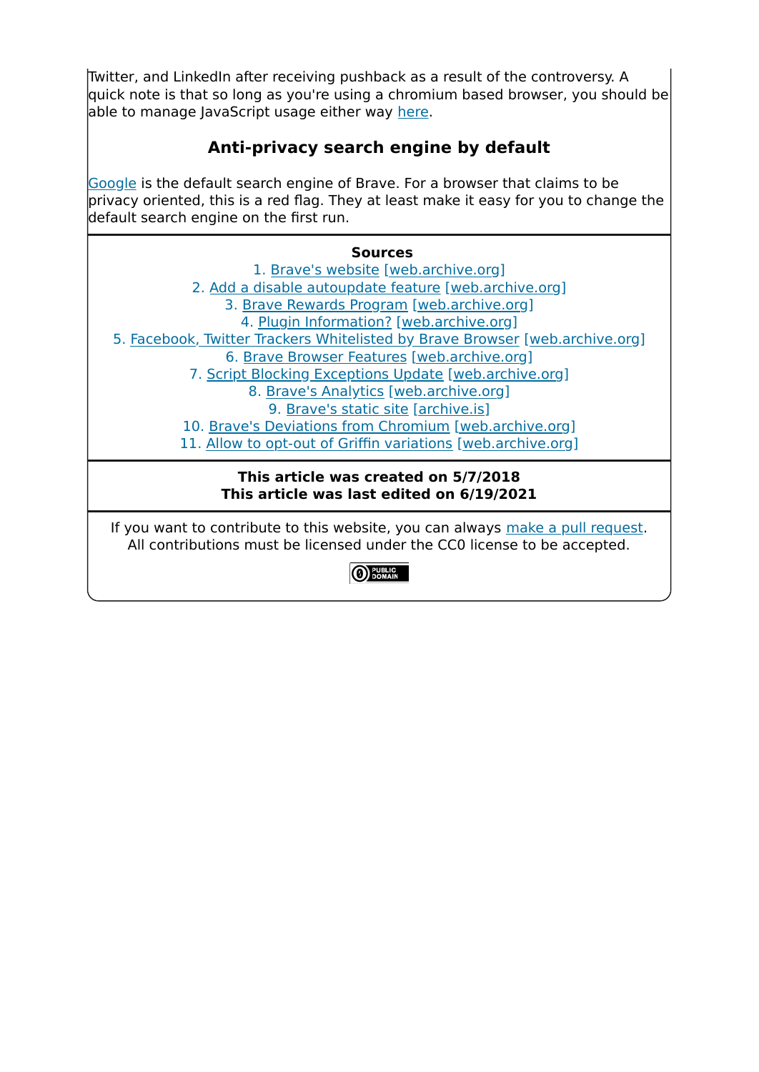Twitter, and LinkedIn after receiving pushback as a result of the controversy. A quick note is that so long as you're using a chromium based browser, you should be able to manage JavaScript usage either way here.

## Anti-privacy search engine by default

Google is the default search engine of Brave. For a browser that claims to be privacy oriented, this is a red flag. They at least make it easy for you to change the default search engine on the first run.

**Sources**

1. Brave's website [web.archive.org]
2. Add a disable autoupdate feature [web.archive.org]
3. Brave Rewards Program [web.archive.org]
4. Plugin Information? [web.archive.org]
5. Facebook, Twitter Trackers Whitelisted by Brave Browser [web.archive.org]
6. Brave Browser Features [web.archive.org]
7. Script Blocking Exceptions Update [web.archive.org]
8. Brave's Analytics [web.archive.org]
9. Brave's static site [archive.is]
10. Brave's Deviations from Chromium [web.archive.org]
11. Allow to opt-out of Griffin variations [web.archive.org]

**This article was created on 5/7/2018**
**This article was last edited on 6/19/2021**

If you want to contribute to this website, you can always make a pull request. All contributions must be licensed under the CC0 license to be accepted.